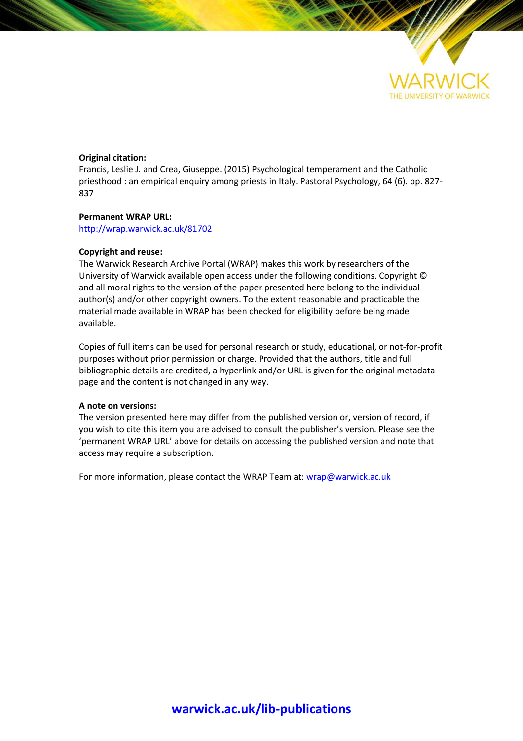WARWICK
THE UNIVERSITY OF WARWICK

**Original citation:**
Francis, Leslie J. and Crea, Giuseppe. (2015) Psychological temperament and the Catholic priesthood : an empirical enquiry among priests in Italy. Pastoral Psychology, 64 (6). pp. 827-837

**Permanent WRAP URL:**
http://wrap.warwick.ac.uk/81702

**Copyright and reuse:**
The Warwick Research Archive Portal (WRAP) makes this work by researchers of the University of Warwick available open access under the following conditions. Copyright © and all moral rights to the version of the paper presented here belong to the individual author(s) and/or other copyright owners. To the extent reasonable and practicable the material made available in WRAP has been checked for eligibility before being made available.

Copies of full items can be used for personal research or study, educational, or not-for-profit purposes without prior permission or charge. Provided that the authors, title and full bibliographic details are credited, a hyperlink and/or URL is given for the original metadata page and the content is not changed in any way.

**A note on versions:**
The version presented here may differ from the published version or, version of record, if you wish to cite this item you are advised to consult the publisher's version. Please see the 'permanent WRAP URL' above for details on accessing the published version and note that access may require a subscription.

For more information, please contact the WRAP Team at: wrap@warwick.ac.uk

**warwick.ac.uk/lib-publications**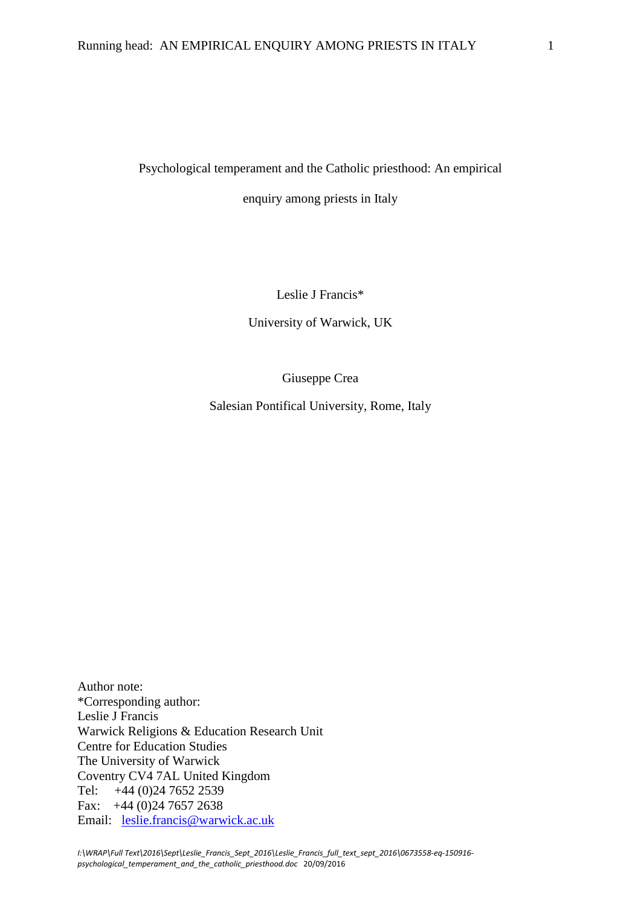Psychological temperament and the Catholic priesthood: An empirical enquiry among priests in Italy

Leslie J Francis*

University of Warwick, UK

Giuseppe Crea

Salesian Pontifical University, Rome, Italy

Author note:
*Corresponding author:
Leslie J Francis
Warwick Religions & Education Research Unit
Centre for Education Studies
The University of Warwick
Coventry CV4 7AL United Kingdom
Tel: +44 (0)24 7652 2539
Fax: +44 (0)24 7657 2638
Email: leslie.francis@warwick.ac.uk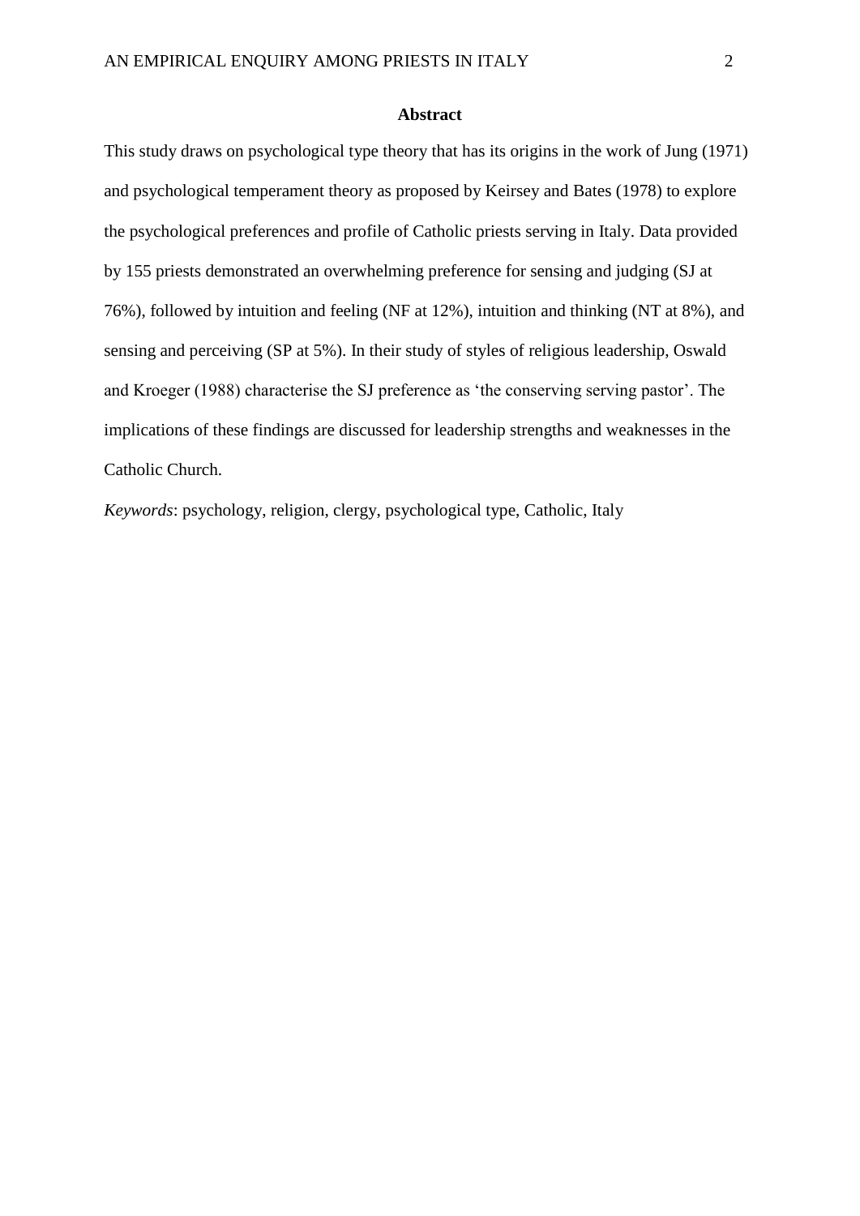## Abstract

This study draws on psychological type theory that has its origins in the work of Jung (1971) and psychological temperament theory as proposed by Keirsey and Bates (1978) to explore the psychological preferences and profile of Catholic priests serving in Italy. Data provided by 155 priests demonstrated an overwhelming preference for sensing and judging (SJ at 76%), followed by intuition and feeling (NF at 12%), intuition and thinking (NT at 8%), and sensing and perceiving (SP at 5%). In their study of styles of religious leadership, Oswald and Kroeger (1988) characterise the SJ preference as 'the conserving serving pastor'. The implications of these findings are discussed for leadership strengths and weaknesses in the Catholic Church.

*Keywords*: psychology, religion, clergy, psychological type, Catholic, Italy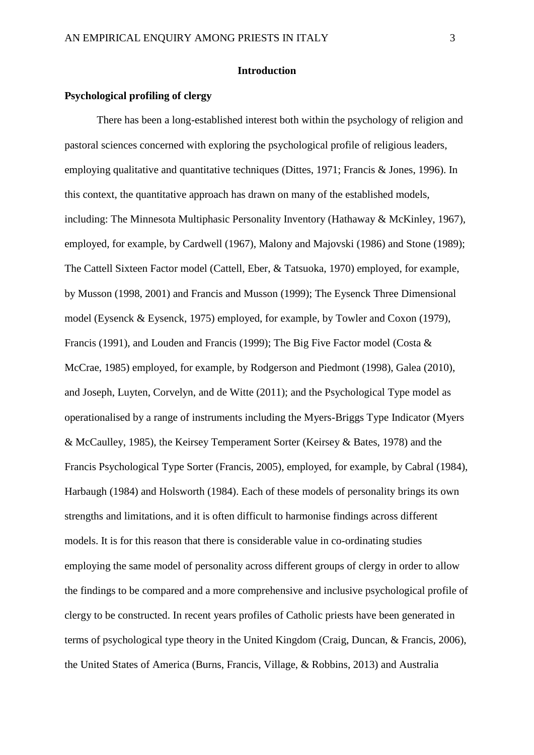## Introduction

### Psychological profiling of clergy

There has been a long-established interest both within the psychology of religion and pastoral sciences concerned with exploring the psychological profile of religious leaders, employing qualitative and quantitative techniques (Dittes, 1971; Francis & Jones, 1996). In this context, the quantitative approach has drawn on many of the established models, including: The Minnesota Multiphasic Personality Inventory (Hathaway & McKinley, 1967), employed, for example, by Cardwell (1967), Malony and Majovski (1986) and Stone (1989); The Cattell Sixteen Factor model (Cattell, Eber, & Tatsuoka, 1970) employed, for example, by Musson (1998, 2001) and Francis and Musson (1999); The Eysenck Three Dimensional model (Eysenck & Eysenck, 1975) employed, for example, by Towler and Coxon (1979), Francis (1991), and Louden and Francis (1999); The Big Five Factor model (Costa & McCrae, 1985) employed, for example, by Rodgerson and Piedmont (1998), Galea (2010), and Joseph, Luyten, Corvelyn, and de Witte (2011); and the Psychological Type model as operationalised by a range of instruments including the Myers-Briggs Type Indicator (Myers & McCaulley, 1985), the Keirsey Temperament Sorter (Keirsey & Bates, 1978) and the Francis Psychological Type Sorter (Francis, 2005), employed, for example, by Cabral (1984), Harbaugh (1984) and Holsworth (1984). Each of these models of personality brings its own strengths and limitations, and it is often difficult to harmonise findings across different models. It is for this reason that there is considerable value in co-ordinating studies employing the same model of personality across different groups of clergy in order to allow the findings to be compared and a more comprehensive and inclusive psychological profile of clergy to be constructed. In recent years profiles of Catholic priests have been generated in terms of psychological type theory in the United Kingdom (Craig, Duncan, & Francis, 2006), the United States of America (Burns, Francis, Village, & Robbins, 2013) and Australia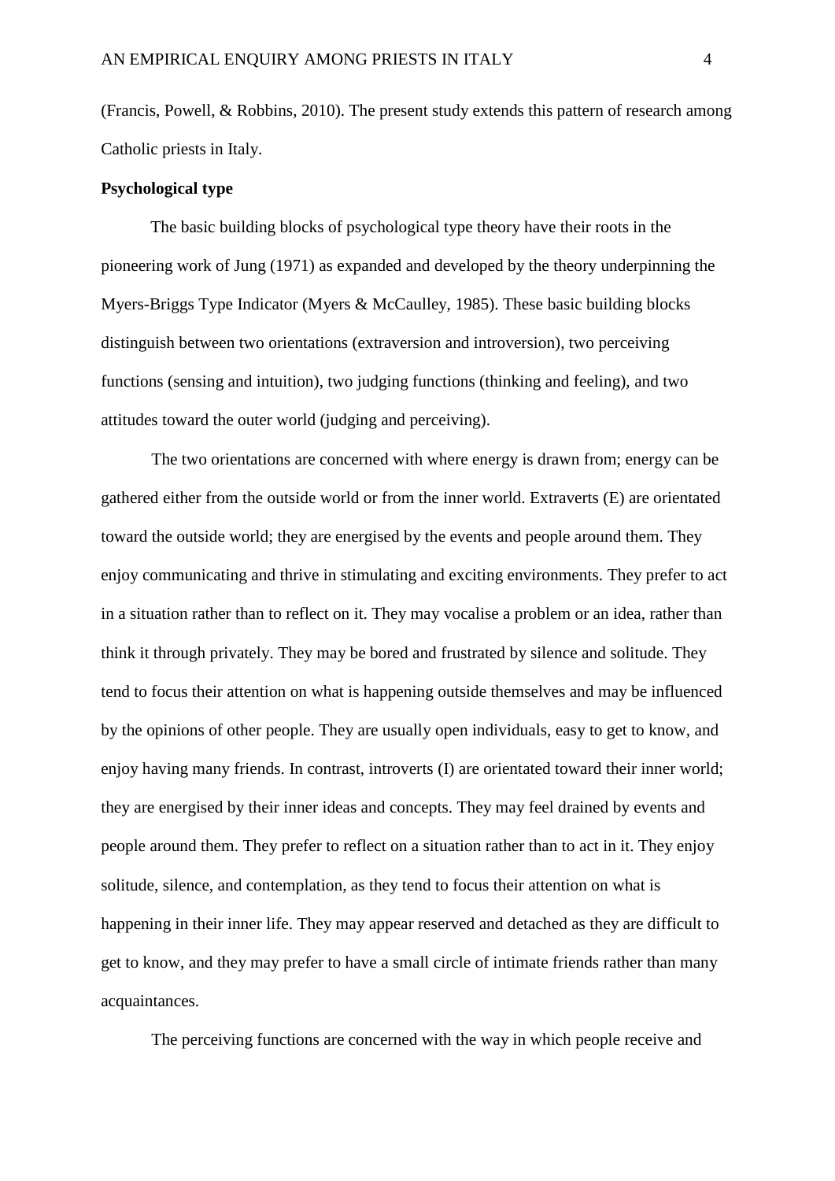(Francis, Powell, & Robbins, 2010). The present study extends this pattern of research among Catholic priests in Italy.

**Psychological type**

The basic building blocks of psychological type theory have their roots in the pioneering work of Jung (1971) as expanded and developed by the theory underpinning the Myers-Briggs Type Indicator (Myers & McCaulley, 1985). These basic building blocks distinguish between two orientations (extraversion and introversion), two perceiving functions (sensing and intuition), two judging functions (thinking and feeling), and two attitudes toward the outer world (judging and perceiving).

The two orientations are concerned with where energy is drawn from; energy can be gathered either from the outside world or from the inner world. Extraverts (E) are orientated toward the outside world; they are energised by the events and people around them. They enjoy communicating and thrive in stimulating and exciting environments. They prefer to act in a situation rather than to reflect on it. They may vocalise a problem or an idea, rather than think it through privately. They may be bored and frustrated by silence and solitude. They tend to focus their attention on what is happening outside themselves and may be influenced by the opinions of other people. They are usually open individuals, easy to get to know, and enjoy having many friends. In contrast, introverts (I) are orientated toward their inner world; they are energised by their inner ideas and concepts. They may feel drained by events and people around them. They prefer to reflect on a situation rather than to act in it. They enjoy solitude, silence, and contemplation, as they tend to focus their attention on what is happening in their inner life. They may appear reserved and detached as they are difficult to get to know, and they may prefer to have a small circle of intimate friends rather than many acquaintances.

The perceiving functions are concerned with the way in which people receive and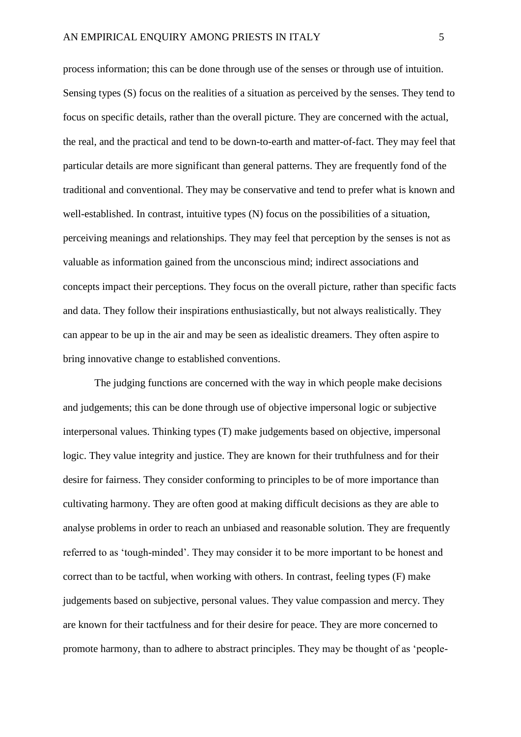process information; this can be done through use of the senses or through use of intuition. Sensing types (S) focus on the realities of a situation as perceived by the senses. They tend to focus on specific details, rather than the overall picture. They are concerned with the actual, the real, and the practical and tend to be down-to-earth and matter-of-fact. They may feel that particular details are more significant than general patterns. They are frequently fond of the traditional and conventional. They may be conservative and tend to prefer what is known and well-established. In contrast, intuitive types (N) focus on the possibilities of a situation, perceiving meanings and relationships. They may feel that perception by the senses is not as valuable as information gained from the unconscious mind; indirect associations and concepts impact their perceptions. They focus on the overall picture, rather than specific facts and data. They follow their inspirations enthusiastically, but not always realistically. They can appear to be up in the air and may be seen as idealistic dreamers. They often aspire to bring innovative change to established conventions.

The judging functions are concerned with the way in which people make decisions and judgements; this can be done through use of objective impersonal logic or subjective interpersonal values. Thinking types (T) make judgements based on objective, impersonal logic. They value integrity and justice. They are known for their truthfulness and for their desire for fairness. They consider conforming to principles to be of more importance than cultivating harmony. They are often good at making difficult decisions as they are able to analyse problems in order to reach an unbiased and reasonable solution. They are frequently referred to as 'tough-minded'. They may consider it to be more important to be honest and correct than to be tactful, when working with others. In contrast, feeling types (F) make judgements based on subjective, personal values. They value compassion and mercy. They are known for their tactfulness and for their desire for peace. They are more concerned to promote harmony, than to adhere to abstract principles. They may be thought of as 'people-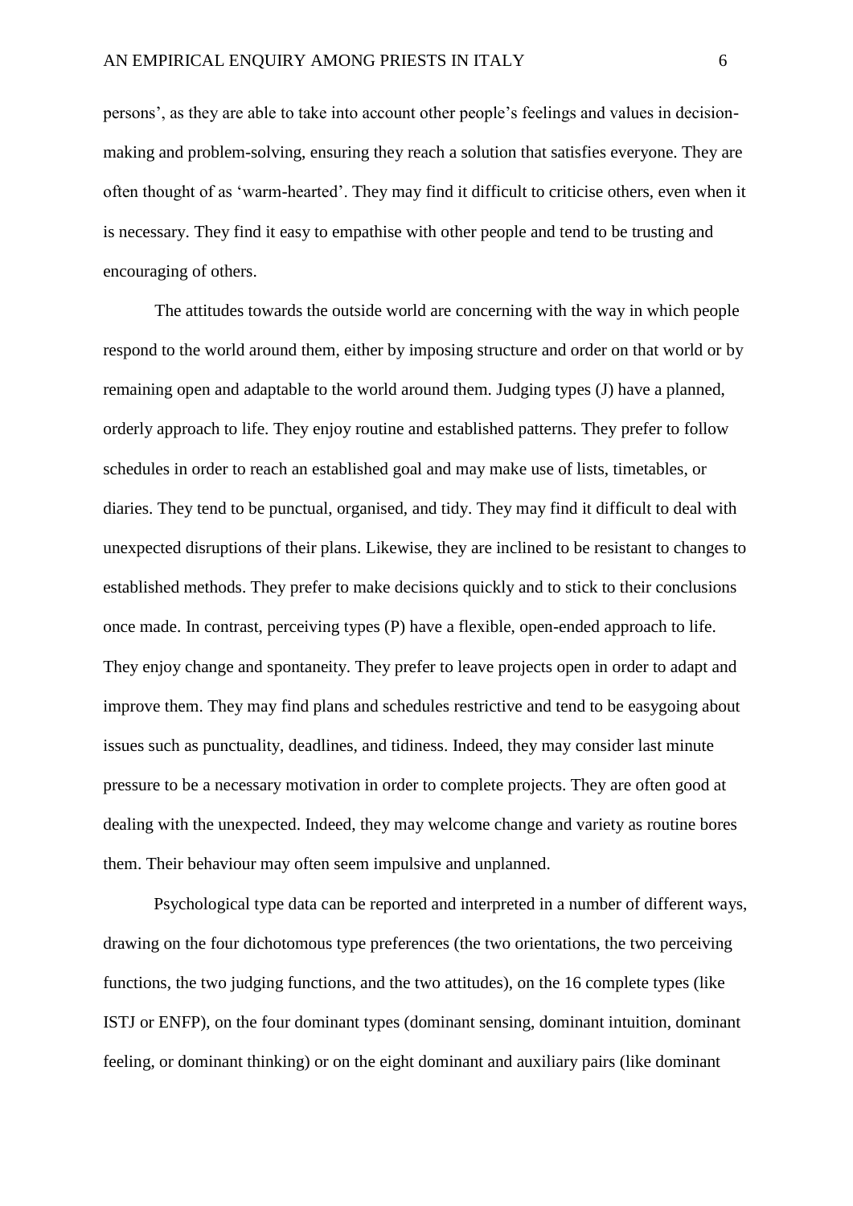persons', as they are able to take into account other people's feelings and values in decision-making and problem-solving, ensuring they reach a solution that satisfies everyone. They are often thought of as 'warm-hearted'. They may find it difficult to criticise others, even when it is necessary. They find it easy to empathise with other people and tend to be trusting and encouraging of others.

The attitudes towards the outside world are concerning with the way in which people respond to the world around them, either by imposing structure and order on that world or by remaining open and adaptable to the world around them. Judging types (J) have a planned, orderly approach to life. They enjoy routine and established patterns. They prefer to follow schedules in order to reach an established goal and may make use of lists, timetables, or diaries. They tend to be punctual, organised, and tidy. They may find it difficult to deal with unexpected disruptions of their plans. Likewise, they are inclined to be resistant to changes to established methods. They prefer to make decisions quickly and to stick to their conclusions once made. In contrast, perceiving types (P) have a flexible, open-ended approach to life. They enjoy change and spontaneity. They prefer to leave projects open in order to adapt and improve them. They may find plans and schedules restrictive and tend to be easygoing about issues such as punctuality, deadlines, and tidiness. Indeed, they may consider last minute pressure to be a necessary motivation in order to complete projects. They are often good at dealing with the unexpected. Indeed, they may welcome change and variety as routine bores them. Their behaviour may often seem impulsive and unplanned.

Psychological type data can be reported and interpreted in a number of different ways, drawing on the four dichotomous type preferences (the two orientations, the two perceiving functions, the two judging functions, and the two attitudes), on the 16 complete types (like ISTJ or ENFP), on the four dominant types (dominant sensing, dominant intuition, dominant feeling, or dominant thinking) or on the eight dominant and auxiliary pairs (like dominant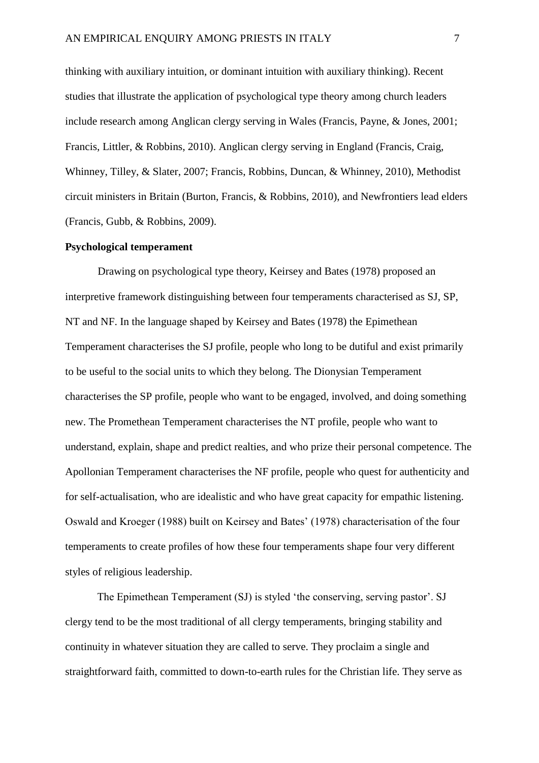thinking with auxiliary intuition, or dominant intuition with auxiliary thinking). Recent studies that illustrate the application of psychological type theory among church leaders include research among Anglican clergy serving in Wales (Francis, Payne, & Jones, 2001; Francis, Littler, & Robbins, 2010). Anglican clergy serving in England (Francis, Craig, Whinney, Tilley, & Slater, 2007; Francis, Robbins, Duncan, & Whinney, 2010), Methodist circuit ministers in Britain (Burton, Francis, & Robbins, 2010), and Newfrontiers lead elders (Francis, Gubb, & Robbins, 2009).

**Psychological temperament**

Drawing on psychological type theory, Keirsey and Bates (1978) proposed an interpretive framework distinguishing between four temperaments characterised as SJ, SP, NT and NF. In the language shaped by Keirsey and Bates (1978) the Epimethean Temperament characterises the SJ profile, people who long to be dutiful and exist primarily to be useful to the social units to which they belong. The Dionysian Temperament characterises the SP profile, people who want to be engaged, involved, and doing something new. The Promethean Temperament characterises the NT profile, people who want to understand, explain, shape and predict realties, and who prize their personal competence. The Apollonian Temperament characterises the NF profile, people who quest for authenticity and for self-actualisation, who are idealistic and who have great capacity for empathic listening. Oswald and Kroeger (1988) built on Keirsey and Bates' (1978) characterisation of the four temperaments to create profiles of how these four temperaments shape four very different styles of religious leadership.

The Epimethean Temperament (SJ) is styled 'the conserving, serving pastor'. SJ clergy tend to be the most traditional of all clergy temperaments, bringing stability and continuity in whatever situation they are called to serve. They proclaim a single and straightforward faith, committed to down-to-earth rules for the Christian life. They serve as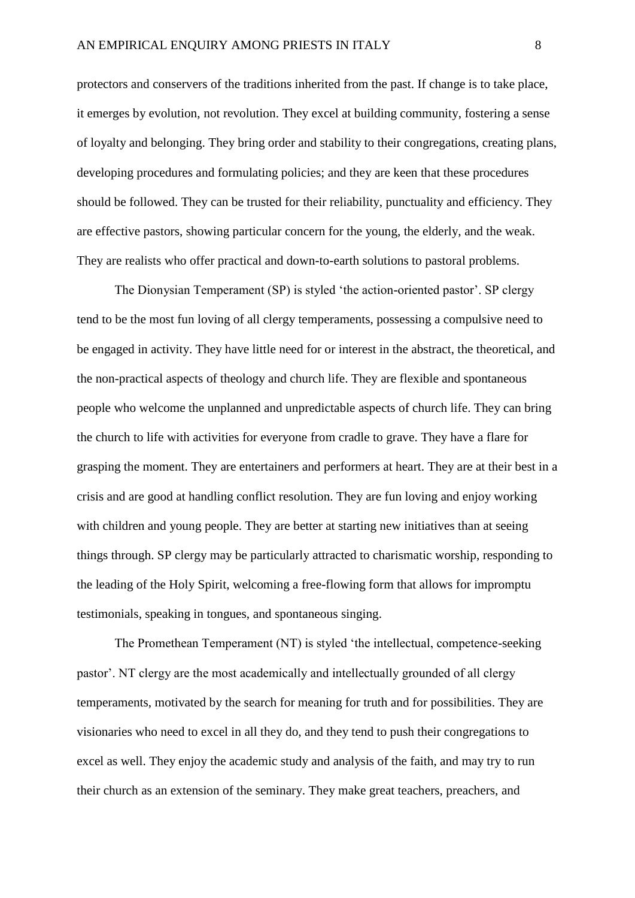protectors and conservers of the traditions inherited from the past. If change is to take place, it emerges by evolution, not revolution. They excel at building community, fostering a sense of loyalty and belonging. They bring order and stability to their congregations, creating plans, developing procedures and formulating policies; and they are keen that these procedures should be followed. They can be trusted for their reliability, punctuality and efficiency. They are effective pastors, showing particular concern for the young, the elderly, and the weak. They are realists who offer practical and down-to-earth solutions to pastoral problems.

The Dionysian Temperament (SP) is styled 'the action-oriented pastor'. SP clergy tend to be the most fun loving of all clergy temperaments, possessing a compulsive need to be engaged in activity. They have little need for or interest in the abstract, the theoretical, and the non-practical aspects of theology and church life. They are flexible and spontaneous people who welcome the unplanned and unpredictable aspects of church life. They can bring the church to life with activities for everyone from cradle to grave. They have a flare for grasping the moment. They are entertainers and performers at heart. They are at their best in a crisis and are good at handling conflict resolution. They are fun loving and enjoy working with children and young people. They are better at starting new initiatives than at seeing things through. SP clergy may be particularly attracted to charismatic worship, responding to the leading of the Holy Spirit, welcoming a free-flowing form that allows for impromptu testimonials, speaking in tongues, and spontaneous singing.

The Promethean Temperament (NT) is styled 'the intellectual, competence-seeking pastor'. NT clergy are the most academically and intellectually grounded of all clergy temperaments, motivated by the search for meaning for truth and for possibilities. They are visionaries who need to excel in all they do, and they tend to push their congregations to excel as well. They enjoy the academic study and analysis of the faith, and may try to run their church as an extension of the seminary. They make great teachers, preachers, and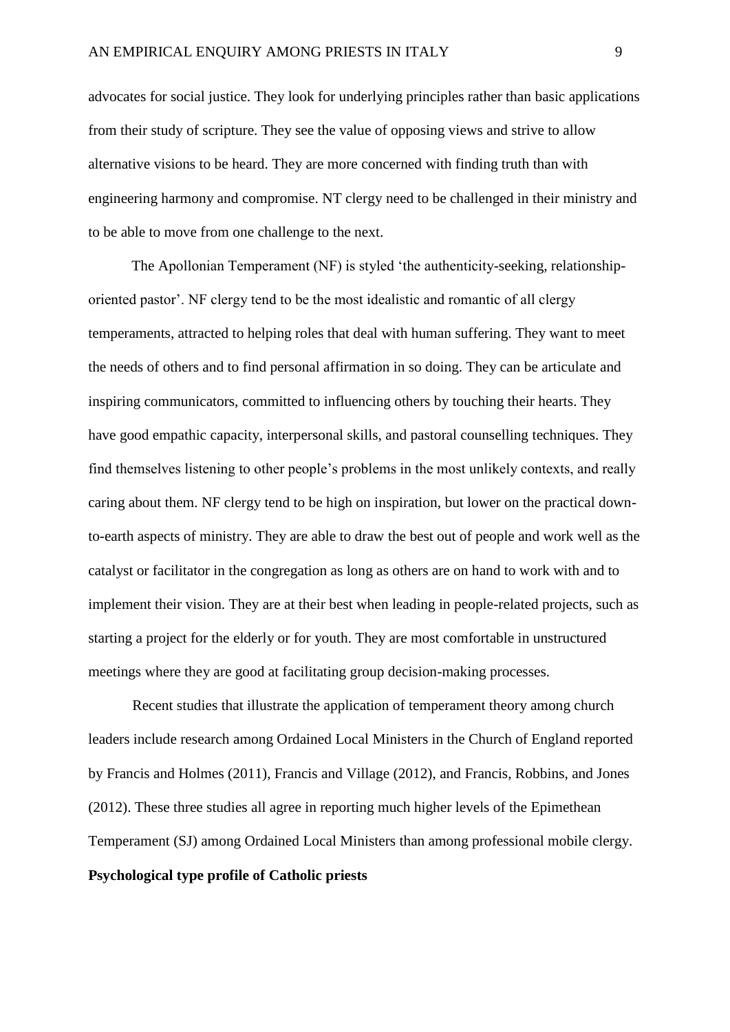advocates for social justice. They look for underlying principles rather than basic applications from their study of scripture. They see the value of opposing views and strive to allow alternative visions to be heard. They are more concerned with finding truth than with engineering harmony and compromise. NT clergy need to be challenged in their ministry and to be able to move from one challenge to the next.

The Apollonian Temperament (NF) is styled 'the authenticity-seeking, relationship-oriented pastor'. NF clergy tend to be the most idealistic and romantic of all clergy temperaments, attracted to helping roles that deal with human suffering. They want to meet the needs of others and to find personal affirmation in so doing. They can be articulate and inspiring communicators, committed to influencing others by touching their hearts. They have good empathic capacity, interpersonal skills, and pastoral counselling techniques. They find themselves listening to other people's problems in the most unlikely contexts, and really caring about them. NF clergy tend to be high on inspiration, but lower on the practical down-to-earth aspects of ministry. They are able to draw the best out of people and work well as the catalyst or facilitator in the congregation as long as others are on hand to work with and to implement their vision. They are at their best when leading in people-related projects, such as starting a project for the elderly or for youth. They are most comfortable in unstructured meetings where they are good at facilitating group decision-making processes.

Recent studies that illustrate the application of temperament theory among church leaders include research among Ordained Local Ministers in the Church of England reported by Francis and Holmes (2011), Francis and Village (2012), and Francis, Robbins, and Jones (2012). These three studies all agree in reporting much higher levels of the Epimethean Temperament (SJ) among Ordained Local Ministers than among professional mobile clergy.

**Psychological type profile of Catholic priests**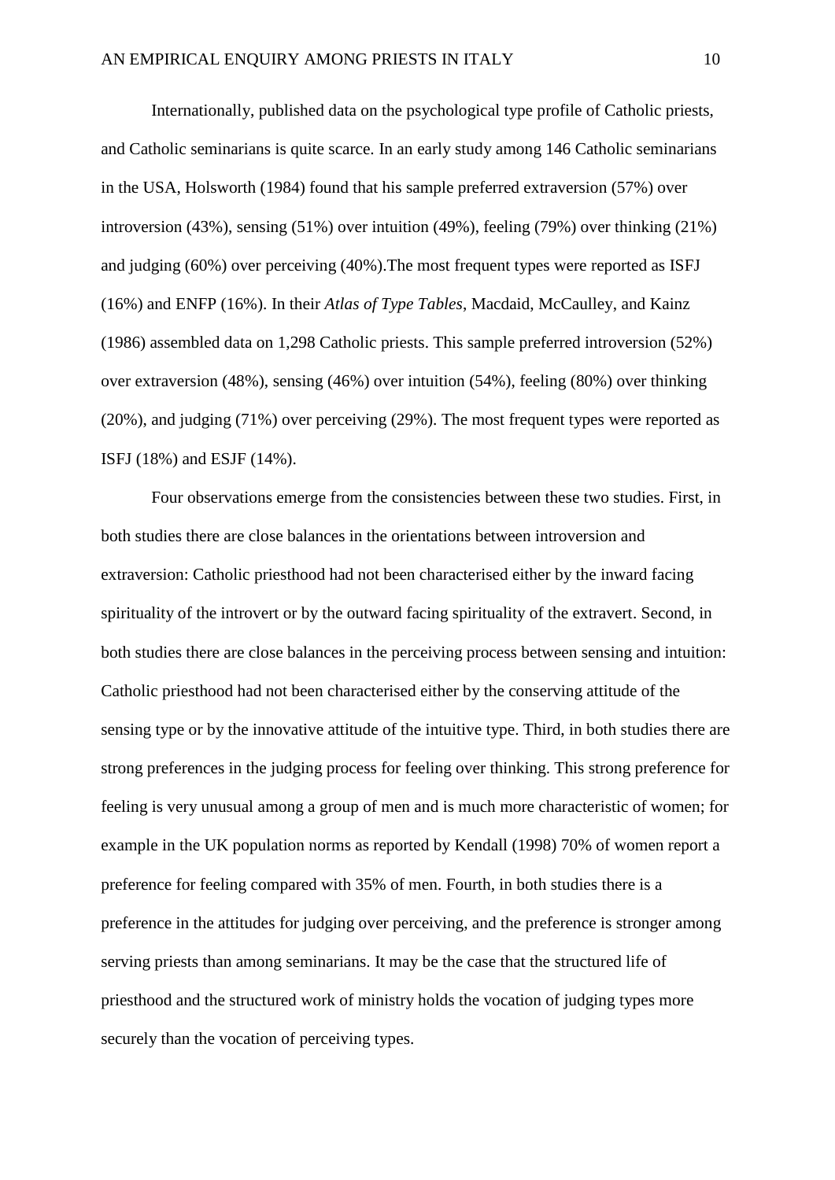Internationally, published data on the psychological type profile of Catholic priests, and Catholic seminarians is quite scarce. In an early study among 146 Catholic seminarians in the USA, Holsworth (1984) found that his sample preferred extraversion (57%) over introversion (43%), sensing (51%) over intuition (49%), feeling (79%) over thinking (21%) and judging (60%) over perceiving (40%).The most frequent types were reported as ISFJ (16%) and ENFP (16%). In their *Atlas of Type Tables*, Macdaid, McCaulley, and Kainz (1986) assembled data on 1,298 Catholic priests. This sample preferred introversion (52%) over extraversion (48%), sensing (46%) over intuition (54%), feeling (80%) over thinking (20%), and judging (71%) over perceiving (29%). The most frequent types were reported as ISFJ (18%) and ESJF (14%).

Four observations emerge from the consistencies between these two studies. First, in both studies there are close balances in the orientations between introversion and extraversion: Catholic priesthood had not been characterised either by the inward facing spirituality of the introvert or by the outward facing spirituality of the extravert. Second, in both studies there are close balances in the perceiving process between sensing and intuition: Catholic priesthood had not been characterised either by the conserving attitude of the sensing type or by the innovative attitude of the intuitive type. Third, in both studies there are strong preferences in the judging process for feeling over thinking. This strong preference for feeling is very unusual among a group of men and is much more characteristic of women; for example in the UK population norms as reported by Kendall (1998) 70% of women report a preference for feeling compared with 35% of men. Fourth, in both studies there is a preference in the attitudes for judging over perceiving, and the preference is stronger among serving priests than among seminarians. It may be the case that the structured life of priesthood and the structured work of ministry holds the vocation of judging types more securely than the vocation of perceiving types.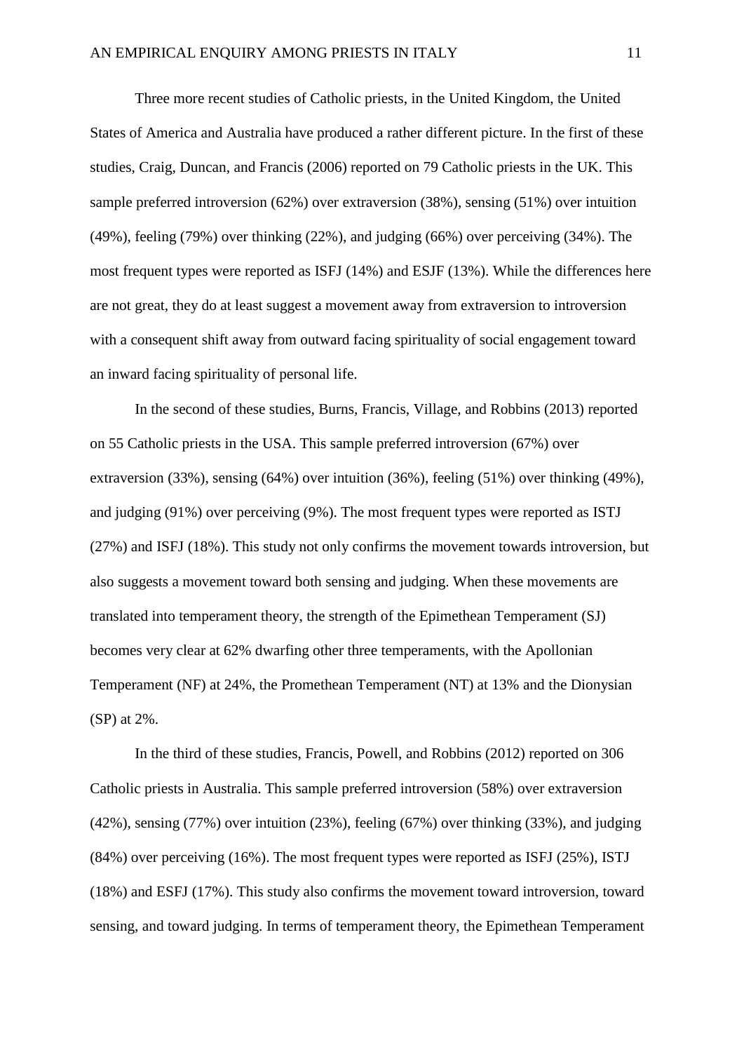Three more recent studies of Catholic priests, in the United Kingdom, the United States of America and Australia have produced a rather different picture. In the first of these studies, Craig, Duncan, and Francis (2006) reported on 79 Catholic priests in the UK. This sample preferred introversion (62%) over extraversion (38%), sensing (51%) over intuition (49%), feeling (79%) over thinking (22%), and judging (66%) over perceiving (34%). The most frequent types were reported as ISFJ (14%) and ESJF (13%). While the differences here are not great, they do at least suggest a movement away from extraversion to introversion with a consequent shift away from outward facing spirituality of social engagement toward an inward facing spirituality of personal life.

In the second of these studies, Burns, Francis, Village, and Robbins (2013) reported on 55 Catholic priests in the USA. This sample preferred introversion (67%) over extraversion (33%), sensing (64%) over intuition (36%), feeling (51%) over thinking (49%), and judging (91%) over perceiving (9%). The most frequent types were reported as ISTJ (27%) and ISFJ (18%). This study not only confirms the movement towards introversion, but also suggests a movement toward both sensing and judging. When these movements are translated into temperament theory, the strength of the Epimethean Temperament (SJ) becomes very clear at 62% dwarfing other three temperaments, with the Apollonian Temperament (NF) at 24%, the Promethean Temperament (NT) at 13% and the Dionysian (SP) at 2%.

In the third of these studies, Francis, Powell, and Robbins (2012) reported on 306 Catholic priests in Australia. This sample preferred introversion (58%) over extraversion (42%), sensing (77%) over intuition (23%), feeling (67%) over thinking (33%), and judging (84%) over perceiving (16%). The most frequent types were reported as ISFJ (25%), ISTJ (18%) and ESFJ (17%). This study also confirms the movement toward introversion, toward sensing, and toward judging. In terms of temperament theory, the Epimethean Temperament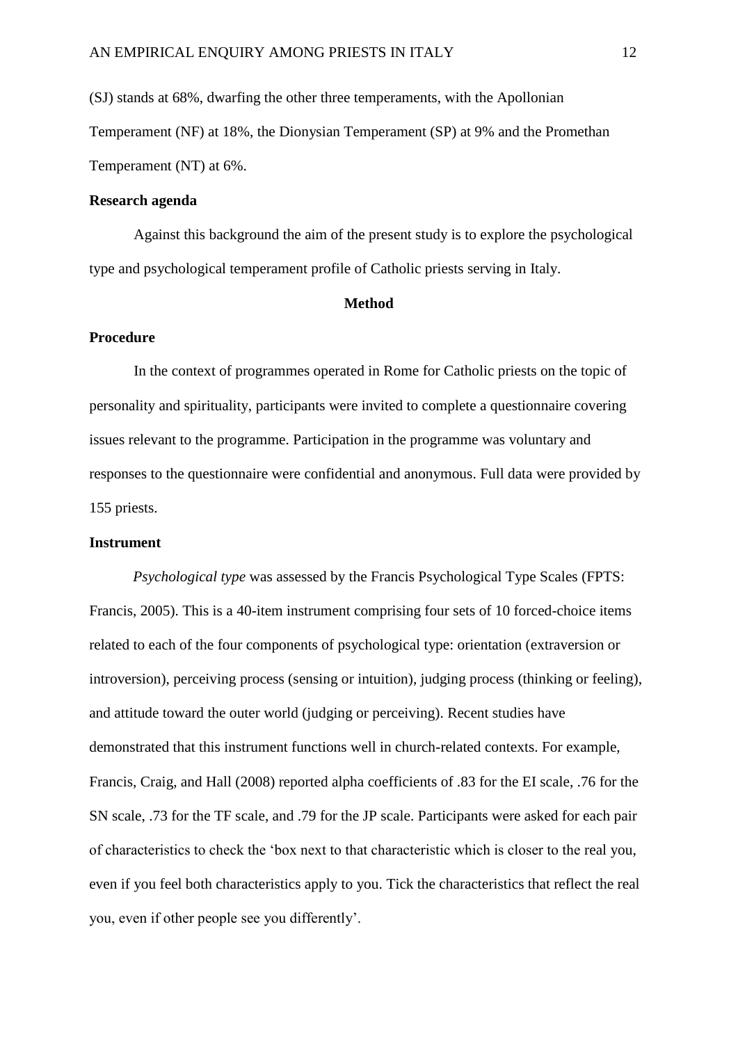(SJ) stands at 68%, dwarfing the other three temperaments, with the Apollonian Temperament (NF) at 18%, the Dionysian Temperament (SP) at 9% and the Promethan Temperament (NT) at 6%.

### Research agenda

Against this background the aim of the present study is to explore the psychological type and psychological temperament profile of Catholic priests serving in Italy.

## Method

### Procedure

In the context of programmes operated in Rome for Catholic priests on the topic of personality and spirituality, participants were invited to complete a questionnaire covering issues relevant to the programme. Participation in the programme was voluntary and responses to the questionnaire were confidential and anonymous. Full data were provided by 155 priests.

### Instrument

*Psychological type* was assessed by the Francis Psychological Type Scales (FPTS: Francis, 2005). This is a 40-item instrument comprising four sets of 10 forced-choice items related to each of the four components of psychological type: orientation (extraversion or introversion), perceiving process (sensing or intuition), judging process (thinking or feeling), and attitude toward the outer world (judging or perceiving). Recent studies have demonstrated that this instrument functions well in church-related contexts. For example, Francis, Craig, and Hall (2008) reported alpha coefficients of .83 for the EI scale, .76 for the SN scale, .73 for the TF scale, and .79 for the JP scale. Participants were asked for each pair of characteristics to check the 'box next to that characteristic which is closer to the real you, even if you feel both characteristics apply to you. Tick the characteristics that reflect the real you, even if other people see you differently'.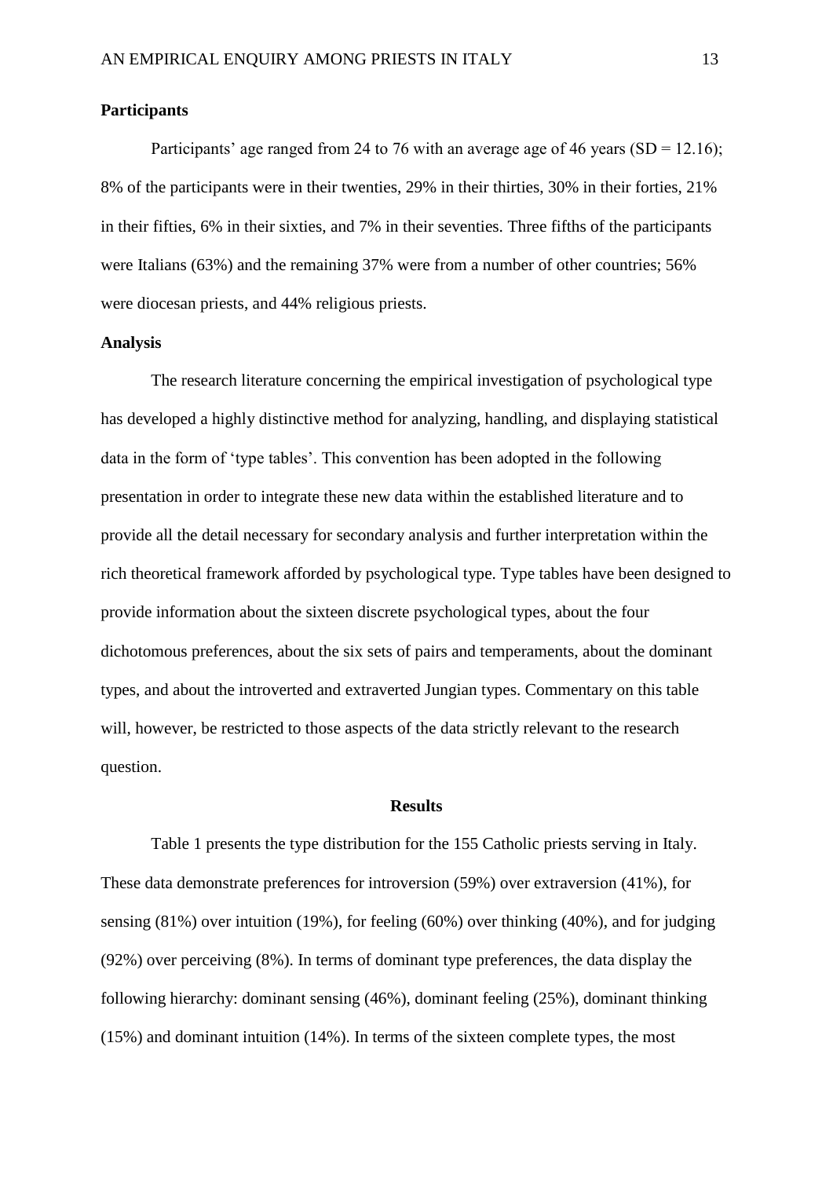### Participants

Participants' age ranged from 24 to 76 with an average age of 46 years (SD = 12.16); 8% of the participants were in their twenties, 29% in their thirties, 30% in their forties, 21% in their fifties, 6% in their sixties, and 7% in their seventies. Three fifths of the participants were Italians (63%) and the remaining 37% were from a number of other countries; 56% were diocesan priests, and 44% religious priests.

### Analysis

The research literature concerning the empirical investigation of psychological type has developed a highly distinctive method for analyzing, handling, and displaying statistical data in the form of 'type tables'. This convention has been adopted in the following presentation in order to integrate these new data within the established literature and to provide all the detail necessary for secondary analysis and further interpretation within the rich theoretical framework afforded by psychological type. Type tables have been designed to provide information about the sixteen discrete psychological types, about the four dichotomous preferences, about the six sets of pairs and temperaments, about the dominant types, and about the introverted and extraverted Jungian types. Commentary on this table will, however, be restricted to those aspects of the data strictly relevant to the research question.

## Results

Table 1 presents the type distribution for the 155 Catholic priests serving in Italy. These data demonstrate preferences for introversion (59%) over extraversion (41%), for sensing (81%) over intuition (19%), for feeling (60%) over thinking (40%), and for judging (92%) over perceiving (8%). In terms of dominant type preferences, the data display the following hierarchy: dominant sensing (46%), dominant feeling (25%), dominant thinking (15%) and dominant intuition (14%). In terms of the sixteen complete types, the most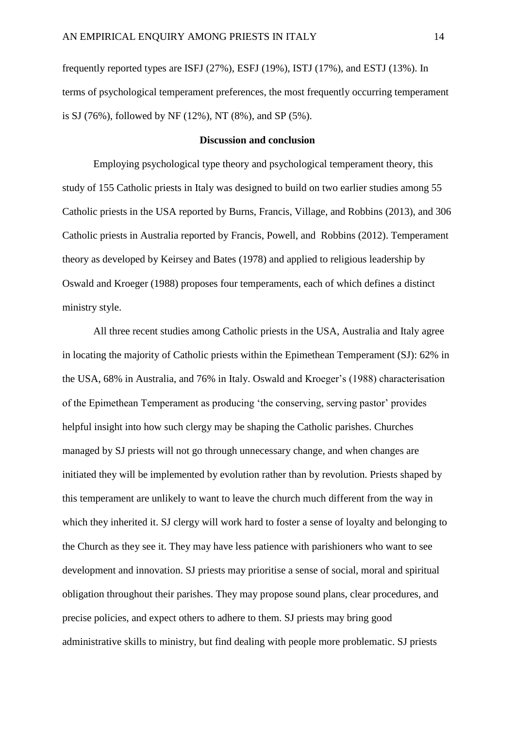frequently reported types are ISFJ (27%), ESFJ (19%), ISTJ (17%), and ESTJ (13%). In terms of psychological temperament preferences, the most frequently occurring temperament is SJ (76%), followed by NF (12%), NT (8%), and SP (5%).

## Discussion and conclusion

Employing psychological type theory and psychological temperament theory, this study of 155 Catholic priests in Italy was designed to build on two earlier studies among 55 Catholic priests in the USA reported by Burns, Francis, Village, and Robbins (2013), and 306 Catholic priests in Australia reported by Francis, Powell, and Robbins (2012). Temperament theory as developed by Keirsey and Bates (1978) and applied to religious leadership by Oswald and Kroeger (1988) proposes four temperaments, each of which defines a distinct ministry style.

All three recent studies among Catholic priests in the USA, Australia and Italy agree in locating the majority of Catholic priests within the Epimethean Temperament (SJ): 62% in the USA, 68% in Australia, and 76% in Italy. Oswald and Kroeger's (1988) characterisation of the Epimethean Temperament as producing 'the conserving, serving pastor' provides helpful insight into how such clergy may be shaping the Catholic parishes. Churches managed by SJ priests will not go through unnecessary change, and when changes are initiated they will be implemented by evolution rather than by revolution. Priests shaped by this temperament are unlikely to want to leave the church much different from the way in which they inherited it. SJ clergy will work hard to foster a sense of loyalty and belonging to the Church as they see it. They may have less patience with parishioners who want to see development and innovation. SJ priests may prioritise a sense of social, moral and spiritual obligation throughout their parishes. They may propose sound plans, clear procedures, and precise policies, and expect others to adhere to them. SJ priests may bring good administrative skills to ministry, but find dealing with people more problematic. SJ priests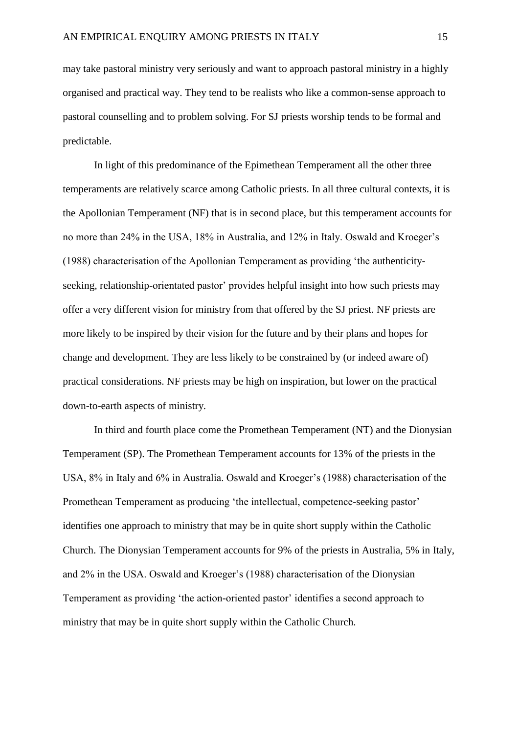may take pastoral ministry very seriously and want to approach pastoral ministry in a highly organised and practical way. They tend to be realists who like a common-sense approach to pastoral counselling and to problem solving. For SJ priests worship tends to be formal and predictable.

In light of this predominance of the Epimethean Temperament all the other three temperaments are relatively scarce among Catholic priests. In all three cultural contexts, it is the Apollonian Temperament (NF) that is in second place, but this temperament accounts for no more than 24% in the USA, 18% in Australia, and 12% in Italy. Oswald and Kroeger's (1988) characterisation of the Apollonian Temperament as providing 'the authenticity-seeking, relationship-orientated pastor' provides helpful insight into how such priests may offer a very different vision for ministry from that offered by the SJ priest. NF priests are more likely to be inspired by their vision for the future and by their plans and hopes for change and development. They are less likely to be constrained by (or indeed aware of) practical considerations. NF priests may be high on inspiration, but lower on the practical down-to-earth aspects of ministry.

In third and fourth place come the Promethean Temperament (NT) and the Dionysian Temperament (SP). The Promethean Temperament accounts for 13% of the priests in the USA, 8% in Italy and 6% in Australia. Oswald and Kroeger's (1988) characterisation of the Promethean Temperament as producing 'the intellectual, competence-seeking pastor' identifies one approach to ministry that may be in quite short supply within the Catholic Church. The Dionysian Temperament accounts for 9% of the priests in Australia, 5% in Italy, and 2% in the USA. Oswald and Kroeger's (1988) characterisation of the Dionysian Temperament as providing 'the action-oriented pastor' identifies a second approach to ministry that may be in quite short supply within the Catholic Church.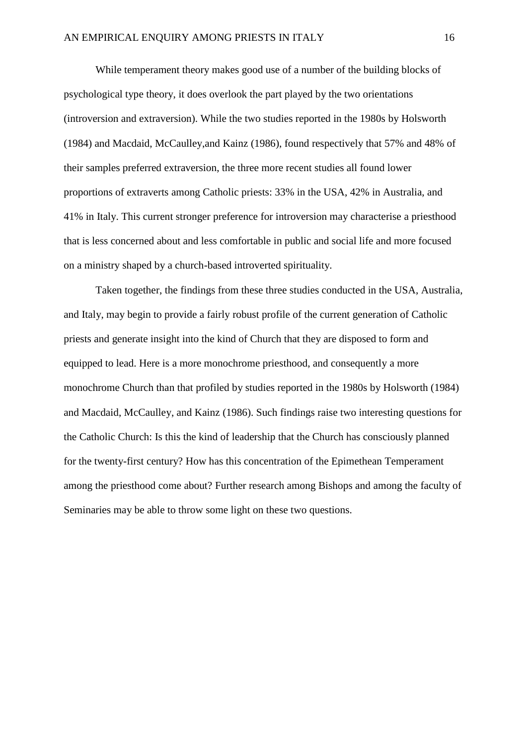While temperament theory makes good use of a number of the building blocks of psychological type theory, it does overlook the part played by the two orientations (introversion and extraversion). While the two studies reported in the 1980s by Holsworth (1984) and Macdaid, McCaulley,and Kainz (1986), found respectively that 57% and 48% of their samples preferred extraversion, the three more recent studies all found lower proportions of extraverts among Catholic priests: 33% in the USA, 42% in Australia, and 41% in Italy. This current stronger preference for introversion may characterise a priesthood that is less concerned about and less comfortable in public and social life and more focused on a ministry shaped by a church-based introverted spirituality.

Taken together, the findings from these three studies conducted in the USA, Australia, and Italy, may begin to provide a fairly robust profile of the current generation of Catholic priests and generate insight into the kind of Church that they are disposed to form and equipped to lead. Here is a more monochrome priesthood, and consequently a more monochrome Church than that profiled by studies reported in the 1980s by Holsworth (1984) and Macdaid, McCaulley, and Kainz (1986). Such findings raise two interesting questions for the Catholic Church: Is this the kind of leadership that the Church has consciously planned for the twenty-first century? How has this concentration of the Epimethean Temperament among the priesthood come about? Further research among Bishops and among the faculty of Seminaries may be able to throw some light on these two questions.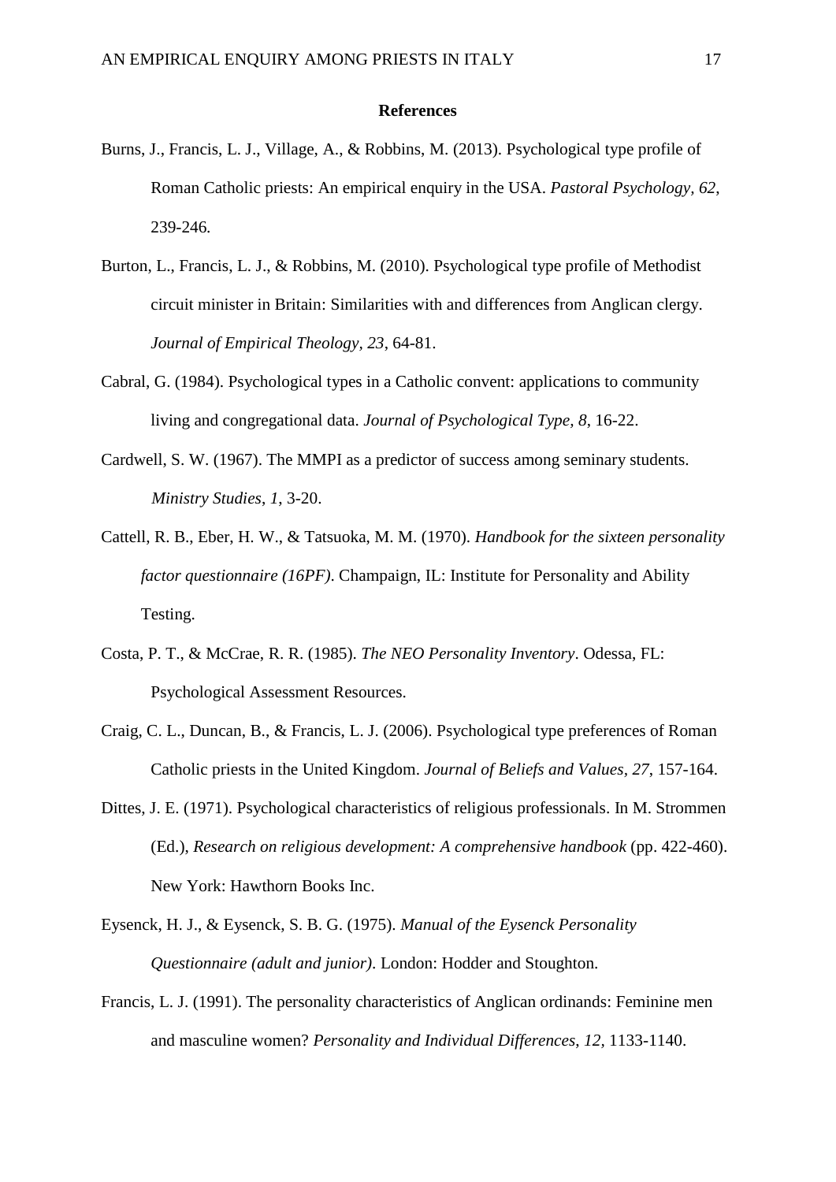## References

Burns, J., Francis, L. J., Village, A., & Robbins, M. (2013). Psychological type profile of Roman Catholic priests: An empirical enquiry in the USA. *Pastoral Psychology, 62*, 239-246.

Burton, L., Francis, L. J., & Robbins, M. (2010). Psychological type profile of Methodist circuit minister in Britain: Similarities with and differences from Anglican clergy. *Journal of Empirical Theology, 23*, 64-81.

Cabral, G. (1984). Psychological types in a Catholic convent: applications to community living and congregational data. *Journal of Psychological Type, 8*, 16-22.

Cardwell, S. W. (1967). The MMPI as a predictor of success among seminary students. *Ministry Studies, 1*, 3-20.

Cattell, R. B., Eber, H. W., & Tatsuoka, M. M. (1970). *Handbook for the sixteen personality factor questionnaire (16PF)*. Champaign, IL: Institute for Personality and Ability Testing.

Costa, P. T., & McCrae, R. R. (1985). *The NEO Personality Inventory*. Odessa, FL: Psychological Assessment Resources.

Craig, C. L., Duncan, B., & Francis, L. J. (2006). Psychological type preferences of Roman Catholic priests in the United Kingdom. *Journal of Beliefs and Values, 27*, 157-164.

Dittes, J. E. (1971). Psychological characteristics of religious professionals. In M. Strommen (Ed.), *Research on religious development: A comprehensive handbook* (pp. 422-460). New York: Hawthorn Books Inc.

Eysenck, H. J., & Eysenck, S. B. G. (1975). *Manual of the Eysenck Personality Questionnaire (adult and junior)*. London: Hodder and Stoughton.

Francis, L. J. (1991). The personality characteristics of Anglican ordinands: Feminine men and masculine women? *Personality and Individual Differences, 12*, 1133-1140.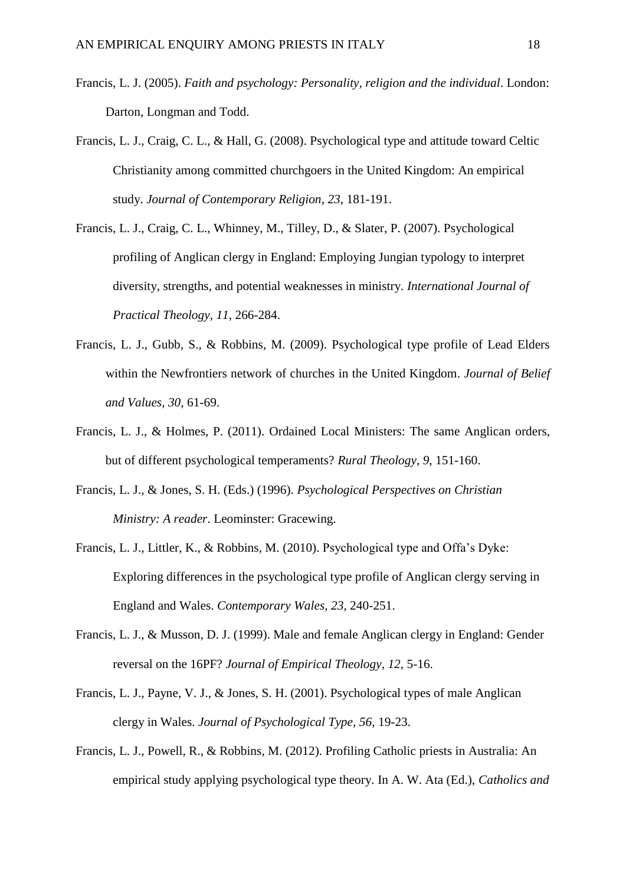Francis, L. J. (2005). *Faith and psychology: Personality, religion and the individual*. London: Darton, Longman and Todd.

Francis, L. J., Craig, C. L., & Hall, G. (2008). Psychological type and attitude toward Celtic Christianity among committed churchgoers in the United Kingdom: An empirical study. *Journal of Contemporary Religion*, *23*, 181-191.

Francis, L. J., Craig, C. L., Whinney, M., Tilley, D., & Slater, P. (2007). Psychological profiling of Anglican clergy in England: Employing Jungian typology to interpret diversity, strengths, and potential weaknesses in ministry. *International Journal of Practical Theology, 11*, 266-284.

Francis, L. J., Gubb, S., & Robbins, M. (2009). Psychological type profile of Lead Elders within the Newfrontiers network of churches in the United Kingdom. *Journal of Belief and Values, 30*, 61-69.

Francis, L. J., & Holmes, P. (2011). Ordained Local Ministers: The same Anglican orders, but of different psychological temperaments? *Rural Theology*, *9*, 151-160.

Francis, L. J., & Jones, S. H. (Eds.) (1996). *Psychological Perspectives on Christian Ministry: A reader*. Leominster: Gracewing.

Francis, L. J., Littler, K., & Robbins, M. (2010). Psychological type and Offa's Dyke: Exploring differences in the psychological type profile of Anglican clergy serving in England and Wales. *Contemporary Wales, 23*, 240-251.

Francis, L. J., & Musson, D. J. (1999). Male and female Anglican clergy in England: Gender reversal on the 16PF? *Journal of Empirical Theology*, *12*, 5-16.

Francis, L. J., Payne, V. J., & Jones, S. H. (2001). Psychological types of male Anglican clergy in Wales. *Journal of Psychological Type, 56*, 19-23.

Francis, L. J., Powell, R., & Robbins, M. (2012). Profiling Catholic priests in Australia: An empirical study applying psychological type theory. In A. W. Ata (Ed.), *Catholics and*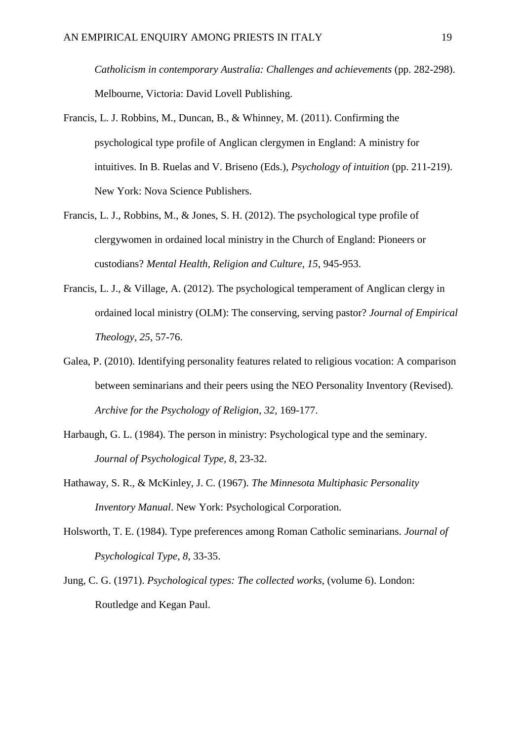*Catholicism in contemporary Australia: Challenges and achievements* (pp. 282-298). Melbourne, Victoria: David Lovell Publishing.

Francis, L. J. Robbins, M., Duncan, B., & Whinney, M. (2011). Confirming the psychological type profile of Anglican clergymen in England: A ministry for intuitives. In B. Ruelas and V. Briseno (Eds.), *Psychology of intuition* (pp. 211-219). New York: Nova Science Publishers.

Francis, L. J., Robbins, M., & Jones, S. H. (2012). The psychological type profile of clergywomen in ordained local ministry in the Church of England: Pioneers or custodians? *Mental Health, Religion and Culture, 15*, 945-953.

Francis, L. J., & Village, A. (2012). The psychological temperament of Anglican clergy in ordained local ministry (OLM): The conserving, serving pastor? *Journal of Empirical Theology, 25*, 57-76.

Galea, P. (2010). Identifying personality features related to religious vocation: A comparison between seminarians and their peers using the NEO Personality Inventory (Revised). *Archive for the Psychology of Religion*, *32*, 169-177.

Harbaugh, G. L. (1984). The person in ministry: Psychological type and the seminary. *Journal of Psychological Type, 8*, 23-32.

Hathaway, S. R., & McKinley, J. C. (1967). *The Minnesota Multiphasic Personality Inventory Manual*. New York: Psychological Corporation.

Holsworth, T. E. (1984). Type preferences among Roman Catholic seminarians. *Journal of Psychological Type, 8*, 33-35.

Jung, C. G. (1971). *Psychological types: The collected works*, (volume 6). London: Routledge and Kegan Paul.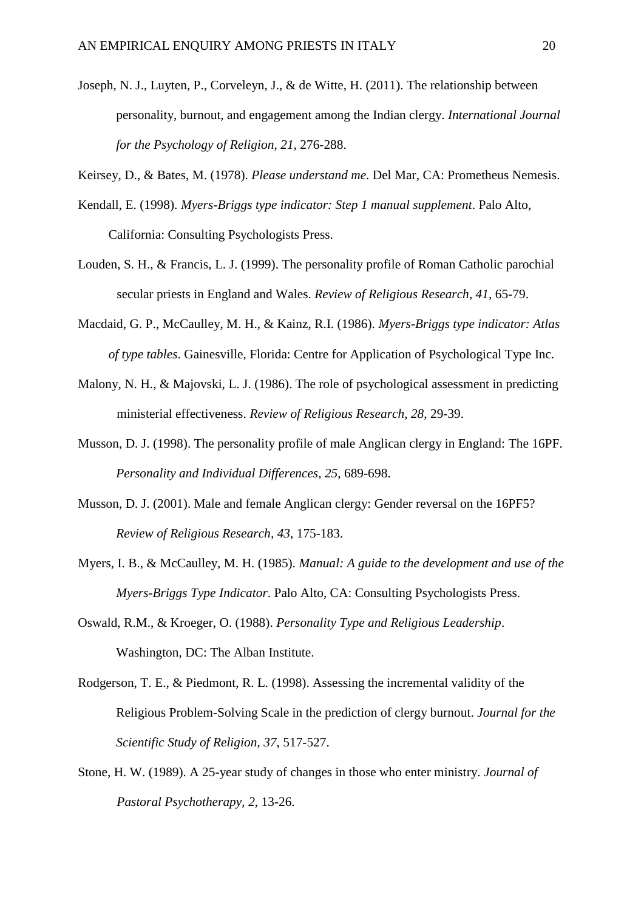Joseph, N. J., Luyten, P., Corveleyn, J., & de Witte, H. (2011). The relationship between personality, burnout, and engagement among the Indian clergy. *International Journal for the Psychology of Religion*, *21*, 276-288.

Keirsey, D., & Bates, M. (1978). *Please understand me*. Del Mar, CA: Prometheus Nemesis.

Kendall, E. (1998). *Myers-Briggs type indicator: Step 1 manual supplement*. Palo Alto, California: Consulting Psychologists Press.

Louden, S. H., & Francis, L. J. (1999). The personality profile of Roman Catholic parochial secular priests in England and Wales. *Review of Religious Research*, *41*, 65-79.

Macdaid, G. P., McCaulley, M. H., & Kainz, R.I. (1986). *Myers-Briggs type indicator: Atlas of type tables*. Gainesville, Florida: Centre for Application of Psychological Type Inc.

Malony, N. H., & Majovski, L. J. (1986). The role of psychological assessment in predicting ministerial effectiveness. *Review of Religious Research*, *28*, 29-39.

Musson, D. J. (1998). The personality profile of male Anglican clergy in England: The 16PF. *Personality and Individual Differences, 25*, 689-698.

Musson, D. J. (2001). Male and female Anglican clergy: Gender reversal on the 16PF5? *Review of Religious Research, 43*, 175-183.

Myers, I. B., & McCaulley, M. H. (1985). *Manual: A guide to the development and use of the Myers-Briggs Type Indicator*. Palo Alto, CA: Consulting Psychologists Press.

Oswald, R.M., & Kroeger, O. (1988). *Personality Type and Religious Leadership*. Washington, DC: The Alban Institute.

Rodgerson, T. E., & Piedmont, R. L. (1998). Assessing the incremental validity of the Religious Problem-Solving Scale in the prediction of clergy burnout. *Journal for the Scientific Study of Religion*, *37*, 517-527.

Stone, H. W. (1989). A 25-year study of changes in those who enter ministry. *Journal of Pastoral Psychotherapy*, *2*, 13-26.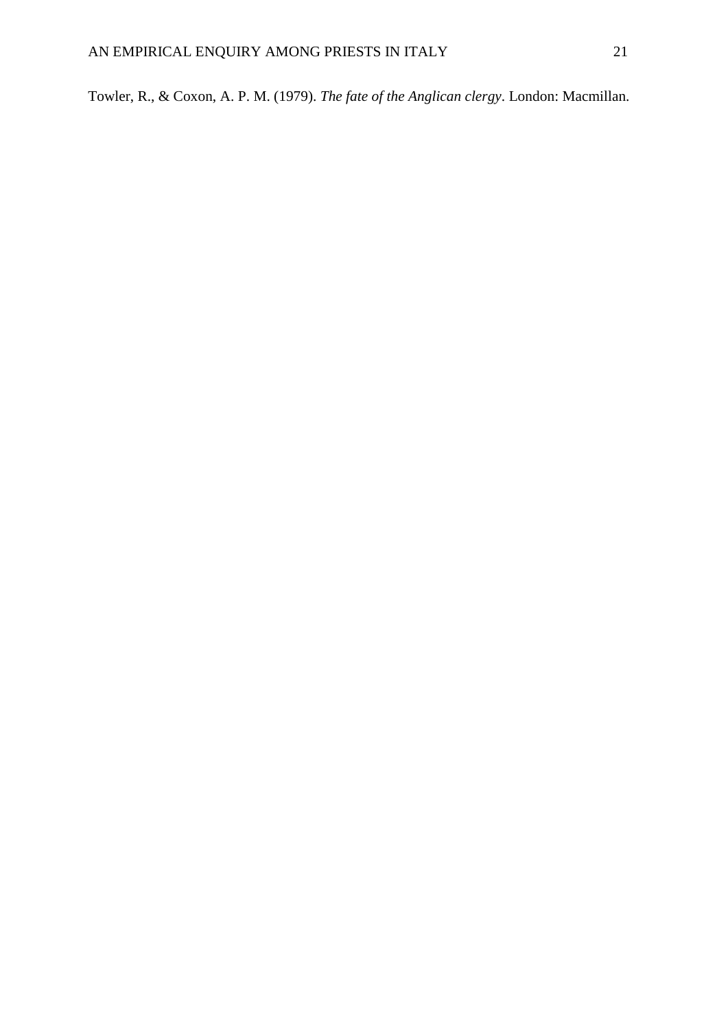Towler, R., & Coxon, A. P. M. (1979). *The fate of the Anglican clergy*. London: Macmillan.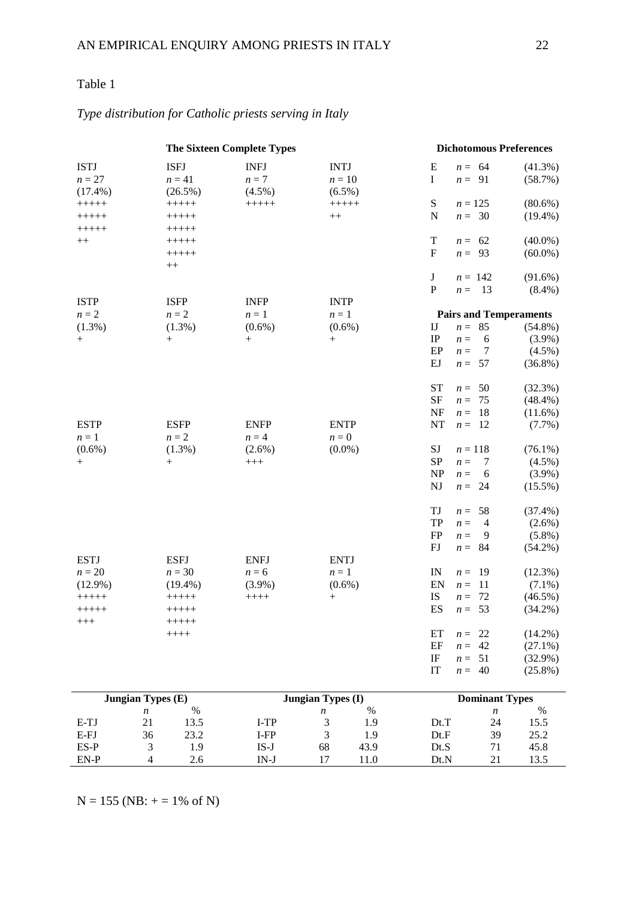Table 1

*Type distribution for Catholic priests serving in Italy*

**The Sixteen Complete Types**

| ISTJ | ISFJ | INFJ | INTJ |
|---|---|---|---|
| *n* = 27 | *n* = 41 | *n* = 7 | *n* = 10 |
| (17.4%) | (26.5%) | (4.5%) | (6.5%) |
| +++++ +++++ +++++ ++ | +++++ +++++ +++++ +++++ +++++ ++ | +++++ | +++++ ++ |

| ISTP | ISFP | INFP | INTP |
|---|---|---|---|
| *n* = 2 | *n* = 2 | *n* = 1 | *n* = 1 |
| (1.3%) | (1.3%) | (0.6%) | (0.6%) |
| + | + | + | + |

| ESTP | ESFP | ENFP | ENTP |
|---|---|---|---|
| *n* = 1 | *n* = 2 | *n* = 4 | *n* = 0 |
| (0.6%) | (1.3%) | (2.6%) | (0.0%) |
| + | + | +++ | |

| ESTJ | ESFJ | ENFJ | ENTJ |
|---|---|---|---|
| *n* = 20 | *n* = 30 | *n* = 6 | *n* = 1 |
| (12.9%) | (19.4%) | (3.9%) | (0.6%) |
| +++++ +++++ +++ | +++++ +++++ +++++ ++++ | ++++ | + |

**Dichotomous Preferences**

| | | |
|---|---|---|
| E | *n* = 64 | (41.3%) |
| I | *n* = 91 | (58.7%) |
| S | *n* = 125 | (80.6%) |
| N | *n* = 30 | (19.4%) |
| T | *n* = 62 | (40.0%) |
| F | *n* = 93 | (60.0%) |
| J | *n* = 142 | (91.6%) |
| P | *n* = 13 | (8.4%) |

**Pairs and Temperaments**

| | | |
|---|---|---|
| IJ | *n* = 85 | (54.8%) |
| IP | *n* = 6 | (3.9%) |
| EP | *n* = 7 | (4.5%) |
| EJ | *n* = 57 | (36.8%) |
| ST | *n* = 50 | (32.3%) |
| SF | *n* = 75 | (48.4%) |
| NF | *n* = 18 | (11.6%) |
| NT | *n* = 12 | (7.7%) |
| SJ | *n* = 118 | (76.1%) |
| SP | *n* = 7 | (4.5%) |
| NP | *n* = 6 | (3.9%) |
| NJ | *n* = 24 | (15.5%) |
| TJ | *n* = 58 | (37.4%) |
| TP | *n* = 4 | (2.6%) |
| FP | *n* = 9 | (5.8%) |
| FJ | *n* = 84 | (54.2%) |
| IN | *n* = 19 | (12.3%) |
| EN | *n* = 11 | (7.1%) |
| IS | *n* = 72 | (46.5%) |
| ES | *n* = 53 | (34.2%) |
| ET | *n* = 22 | (14.2%) |
| EF | *n* = 42 | (27.1%) |
| IF | *n* = 51 | (32.9%) |
| IT | *n* = 40 | (25.8%) |

| Jungian Types (E) | | | Jungian Types (I) | | | Dominant Types | | |
|---|---|---|---|---|---|---|---|---|
| | *n* | % | | *n* | % | | *n* | % |
| E-TJ | 21 | 13.5 | I-TP | 3 | 1.9 | Dt.T | 24 | 15.5 |
| E-FJ | 36 | 23.2 | I-FP | 3 | 1.9 | Dt.F | 39 | 25.2 |
| ES-P | 3 | 1.9 | IS-J | 68 | 43.9 | Dt.S | 71 | 45.8 |
| EN-P | 4 | 2.6 | IN-J | 17 | 11.0 | Dt.N | 21 | 13.5 |

N = 155 (NB: + = 1% of N)